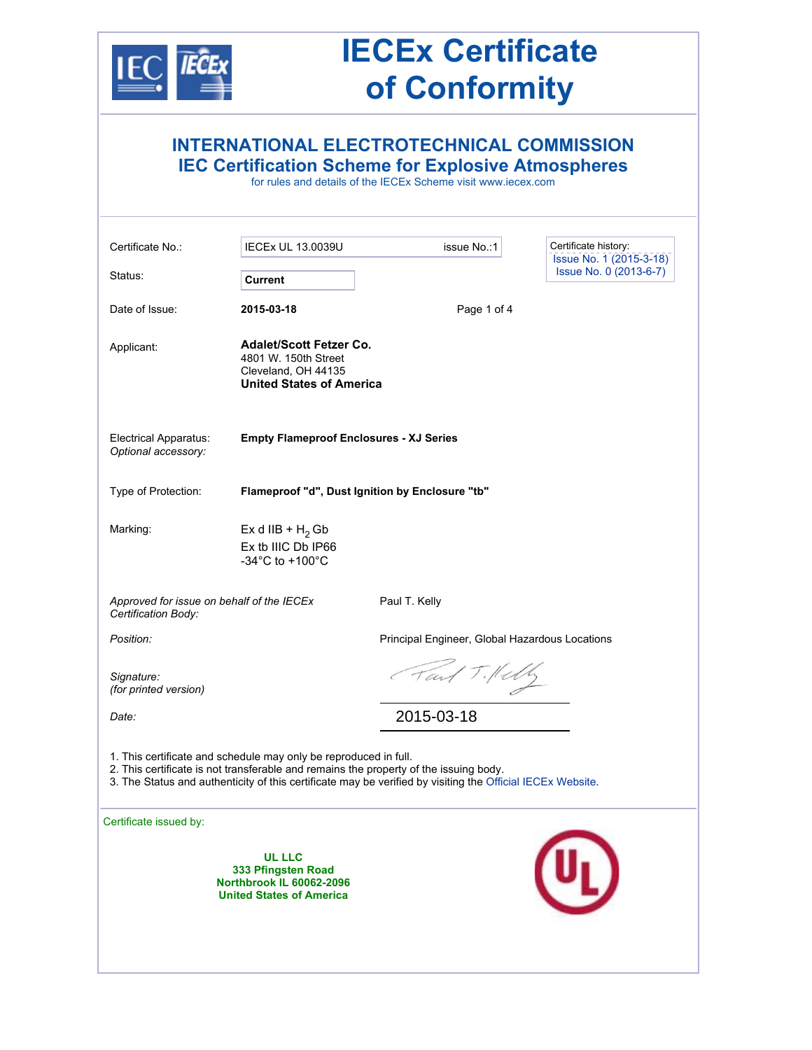# IECEx Certificate of Conformity

## INTERNATIONAL ELECTROTECHNICAL COMMISSION
## IEC Certification Scheme for Explosive Atmospheres

for rules and details of the IECEx Scheme visit www.iecex.com

| | | |
|---|---|---|
| Certificate No.: | IECEx UL 13.0039U | issue No.:1 |
| Status: | **Current** | |
| Date of Issue: | **2015-03-18** | Page 1 of 4 |

Certificate history:
Issue No. 1 (2015-3-18)
Issue No. 0 (2013-6-7)

Applicant:
**Adalet/Scott Fetzer Co.**
4801 W. 150th Street
Cleveland, OH 44135
**United States of America**

Electrical Apparatus: **Empty Flameproof Enclosures - XJ Series**
*Optional accessory:*

Type of Protection: **Flameproof "d", Dust Ignition by Enclosure "tb"**

Marking:
Ex d IIB + $H_2$ Gb
Ex tb IIIC Db IP66
-34°C to +100°C

*Approved for issue on behalf of the IECEx Certification Body:* Paul T. Kelly

*Position:* Principal Engineer, Global Hazardous Locations

*Signature:* *(for printed version)*

*Date:* 2015-03-18

1. This certificate and schedule may only be reproduced in full.
2. This certificate is not transferable and remains the property of the issuing body.
3. The Status and authenticity of this certificate may be verified by visiting the Official IECEx Website.

Certificate issued by:

**UL LLC**
**333 Pfingsten Road**
**Northbrook IL 60062-2096**
**United States of America**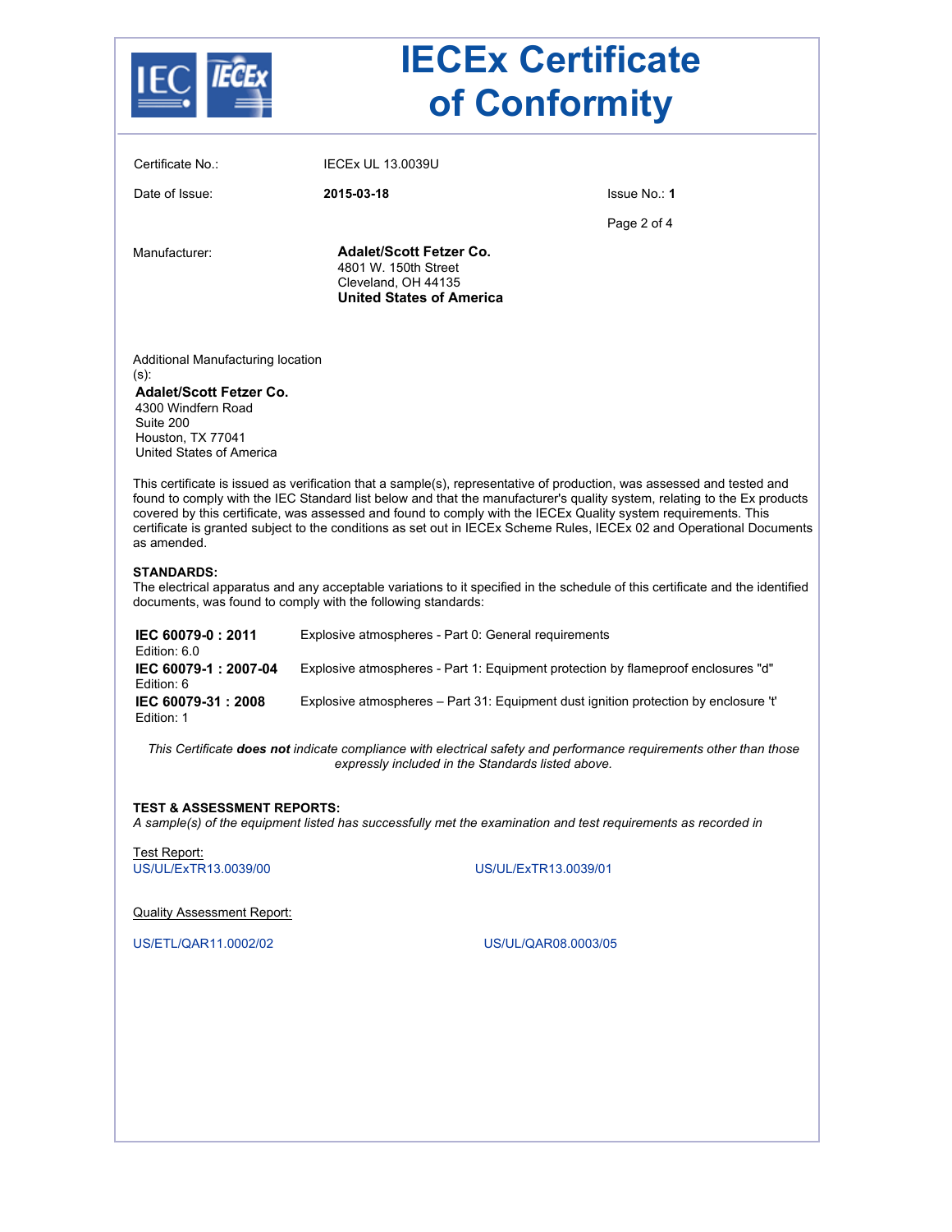# IECEx Certificate of Conformity

Certificate No.: IECEx UL 13.0039U

Date of Issue: **2015-03-18**

Issue No.: **1**

Manufacturer: **Adalet/Scott Fetzer Co.**
4801 W. 150th Street
Cleveland, OH 44135
**United States of America**

Additional Manufacturing location (s):

**Adalet/Scott Fetzer Co.**
4300 Windfern Road
Suite 200
Houston, TX 77041
United States of America

This certificate is issued as verification that a sample(s), representative of production, was assessed and tested and found to comply with the IEC Standard list below and that the manufacturer's quality system, relating to the Ex products covered by this certificate, was assessed and found to comply with the IECEx Quality system requirements. This certificate is granted subject to the conditions as set out in IECEx Scheme Rules, IECEx 02 and Operational Documents as amended.

**STANDARDS:**
The electrical apparatus and any acceptable variations to it specified in the schedule of this certificate and the identified documents, was found to comply with the following standards:

| | |
|---|---|
| **IEC 60079-0 : 2011** Edition: 6.0 | Explosive atmospheres - Part 0: General requirements |
| **IEC 60079-1 : 2007-04** Edition: 6 | Explosive atmospheres - Part 1: Equipment protection by flameproof enclosures "d" |
| **IEC 60079-31 : 2008** Edition: 1 | Explosive atmospheres – Part 31: Equipment dust ignition protection by enclosure 't' |

*This Certificate **does not** indicate compliance with electrical safety and performance requirements other than those expressly included in the Standards listed above.*

**TEST & ASSESSMENT REPORTS:**
*A sample(s) of the equipment listed has successfully met the examination and test requirements as recorded in*

Test Report:

US/UL/ExTR13.0039/00

US/UL/ExTR13.0039/01

Quality Assessment Report:

US/ETL/QAR11.0002/02

US/UL/QAR08.0003/05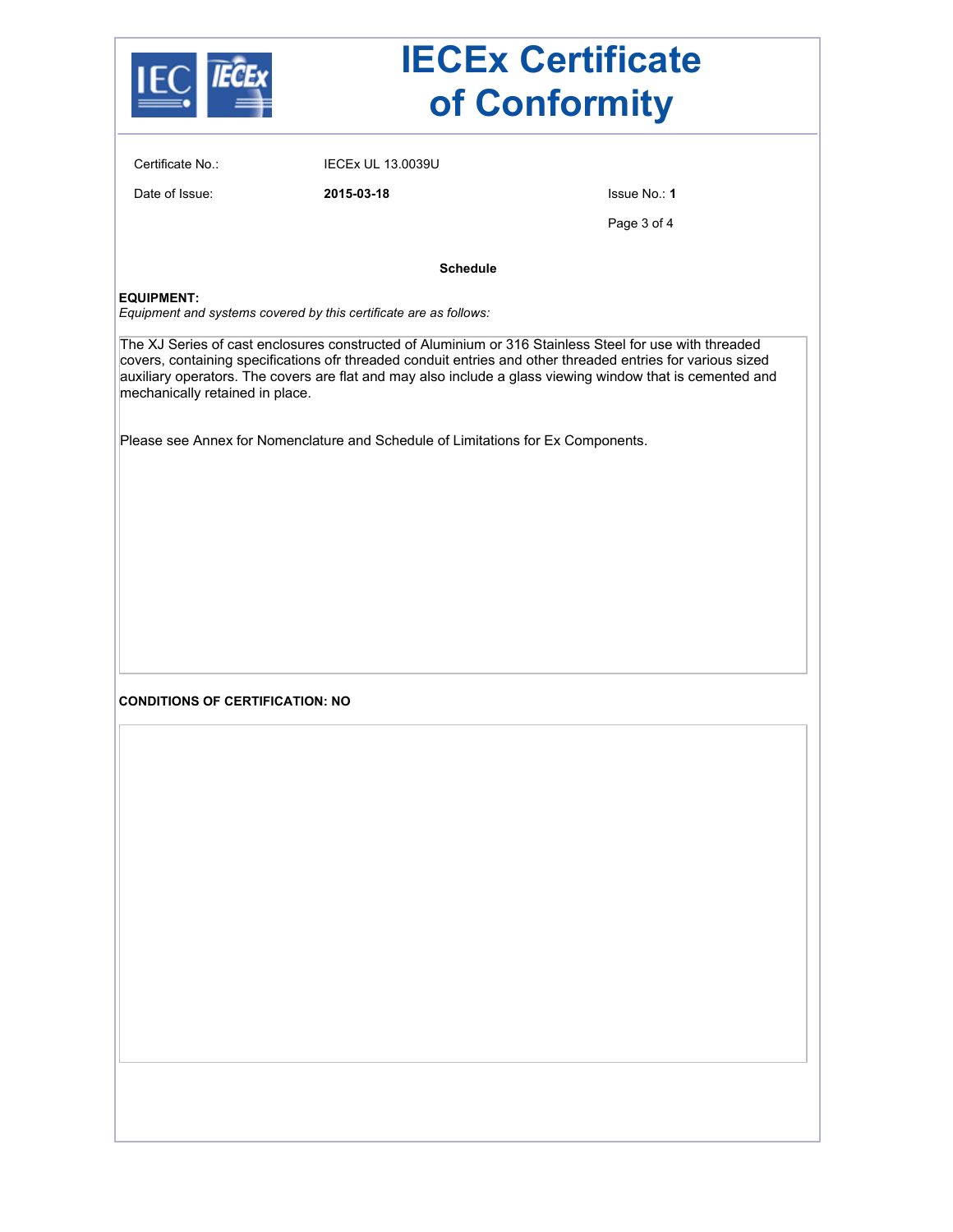# IECEx Certificate of Conformity

Certificate No.: IECEx UL 13.0039U

Date of Issue: **2015-03-18**

Issue No.: **1**

**Schedule**

**EQUIPMENT:**

*Equipment and systems covered by this certificate are as follows:*

The XJ Series of cast enclosures constructed of Aluminium or 316 Stainless Steel for use with threaded covers, containing specifications ofr threaded conduit entries and other threaded entries for various sized auxiliary operators. The covers are flat and may also include a glass viewing window that is cemented and mechanically retained in place.

Please see Annex for Nomenclature and Schedule of Limitations for Ex Components.

**CONDITIONS OF CERTIFICATION: NO**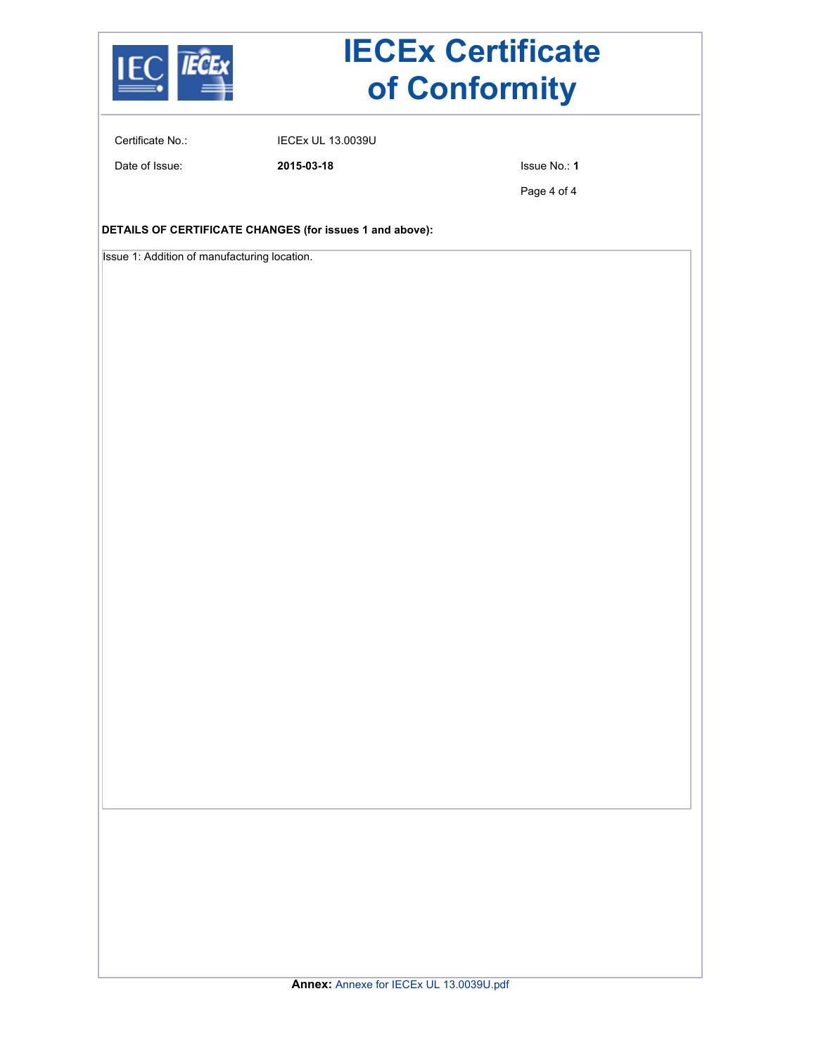# IECEx Certificate of Conformity

Certificate No.: IECEx UL 13.0039U

Date of Issue: **2015-03-18**

Issue No.: **1**

**DETAILS OF CERTIFICATE CHANGES (for issues 1 and above):**

Issue 1: Addition of manufacturing location.

**Annex:** Annexe for IECEx UL 13.0039U.pdf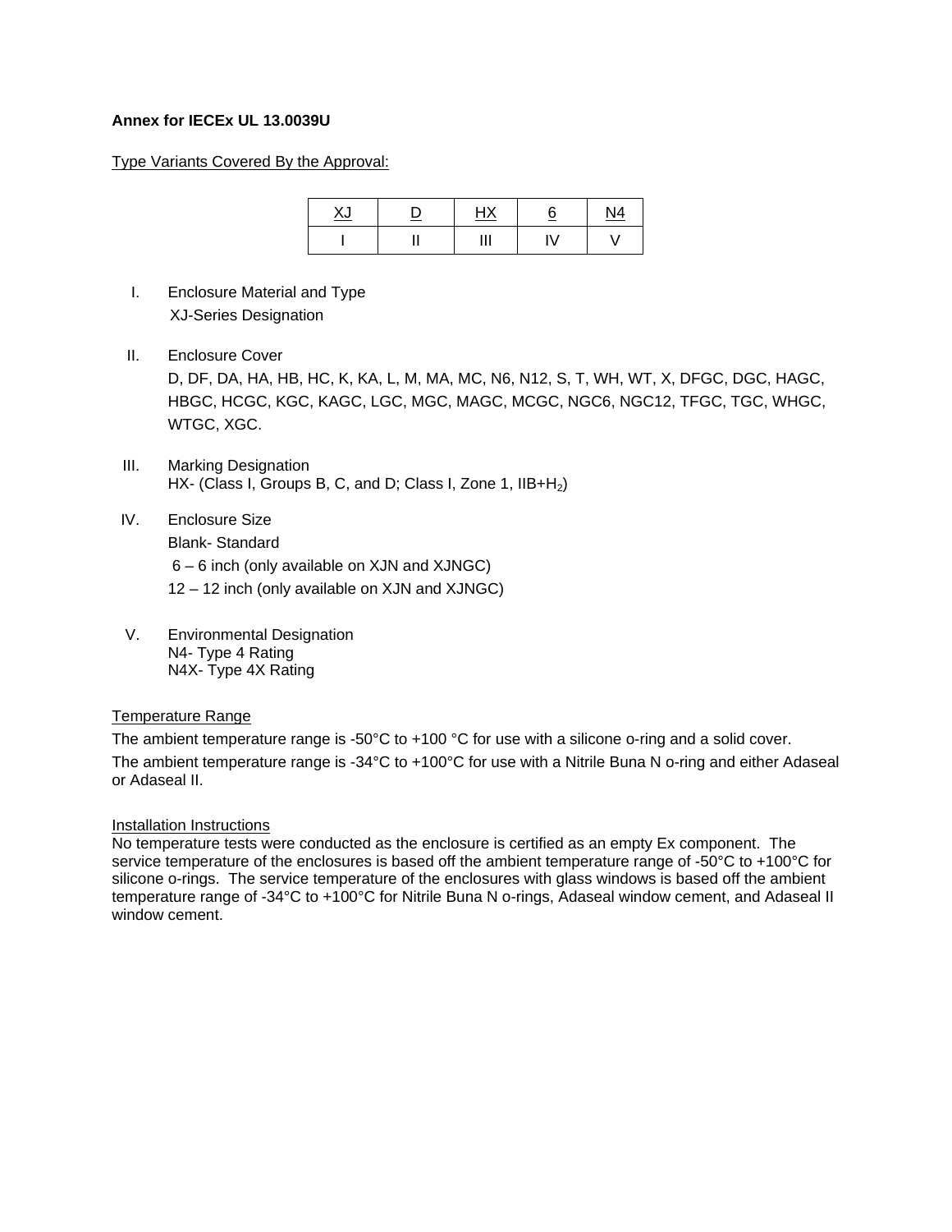**Annex for IECEx UL 13.0039U**

Type Variants Covered By the Approval:

| XJ | D | HX | 6 | N4 |
|---|---|---|---|---|
| I | II | III | IV | V |

I. Enclosure Material and Type
   XJ-Series Designation

II. Enclosure Cover
   D, DF, DA, HA, HB, HC, K, KA, L, M, MA, MC, N6, N12, S, T, WH, WT, X, DFGC, DGC, HAGC, HBGC, HCGC, KGC, KAGC, LGC, MGC, MAGC, MCGC, NGC6, NGC12, TFGC, TGC, WHGC, WTGC, XGC.

III. Marking Designation
   HX- (Class I, Groups B, C, and D; Class I, Zone 1, IIB+$H_2$)

IV. Enclosure Size
   Blank- Standard
   6 – 6 inch (only available on XJN and XJNGC)
   12 – 12 inch (only available on XJN and XJNGC)

V. Environmental Designation
   N4- Type 4 Rating
   N4X- Type 4X Rating

Temperature Range

The ambient temperature range is -50°C to +100 °C for use with a silicone o-ring and a solid cover.

The ambient temperature range is -34°C to +100°C for use with a Nitrile Buna N o-ring and either Adaseal or Adaseal II.

Installation Instructions

No temperature tests were conducted as the enclosure is certified as an empty Ex component. The service temperature of the enclosures is based off the ambient temperature range of -50°C to +100°C for silicone o-rings. The service temperature of the enclosures with glass windows is based off the ambient temperature range of -34°C to +100°C for Nitrile Buna N o-rings, Adaseal window cement, and Adaseal II window cement.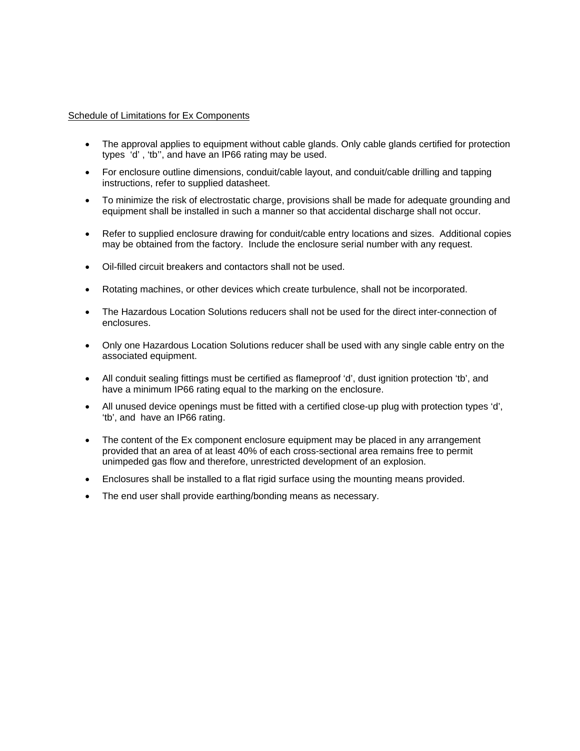Schedule of Limitations for Ex Components

- The approval applies to equipment without cable glands. Only cable glands certified for protection types 'd' , 'tb'', and have an IP66 rating may be used.
- For enclosure outline dimensions, conduit/cable layout, and conduit/cable drilling and tapping instructions, refer to supplied datasheet.
- To minimize the risk of electrostatic charge, provisions shall be made for adequate grounding and equipment shall be installed in such a manner so that accidental discharge shall not occur.
- Refer to supplied enclosure drawing for conduit/cable entry locations and sizes. Additional copies may be obtained from the factory. Include the enclosure serial number with any request.
- Oil-filled circuit breakers and contactors shall not be used.
- Rotating machines, or other devices which create turbulence, shall not be incorporated.
- The Hazardous Location Solutions reducers shall not be used for the direct inter-connection of enclosures.
- Only one Hazardous Location Solutions reducer shall be used with any single cable entry on the associated equipment.
- All conduit sealing fittings must be certified as flameproof 'd', dust ignition protection 'tb', and have a minimum IP66 rating equal to the marking on the enclosure.
- All unused device openings must be fitted with a certified close-up plug with protection types 'd', 'tb', and have an IP66 rating.
- The content of the Ex component enclosure equipment may be placed in any arrangement provided that an area of at least 40% of each cross-sectional area remains free to permit unimpeded gas flow and therefore, unrestricted development of an explosion.
- Enclosures shall be installed to a flat rigid surface using the mounting means provided.
- The end user shall provide earthing/bonding means as necessary.